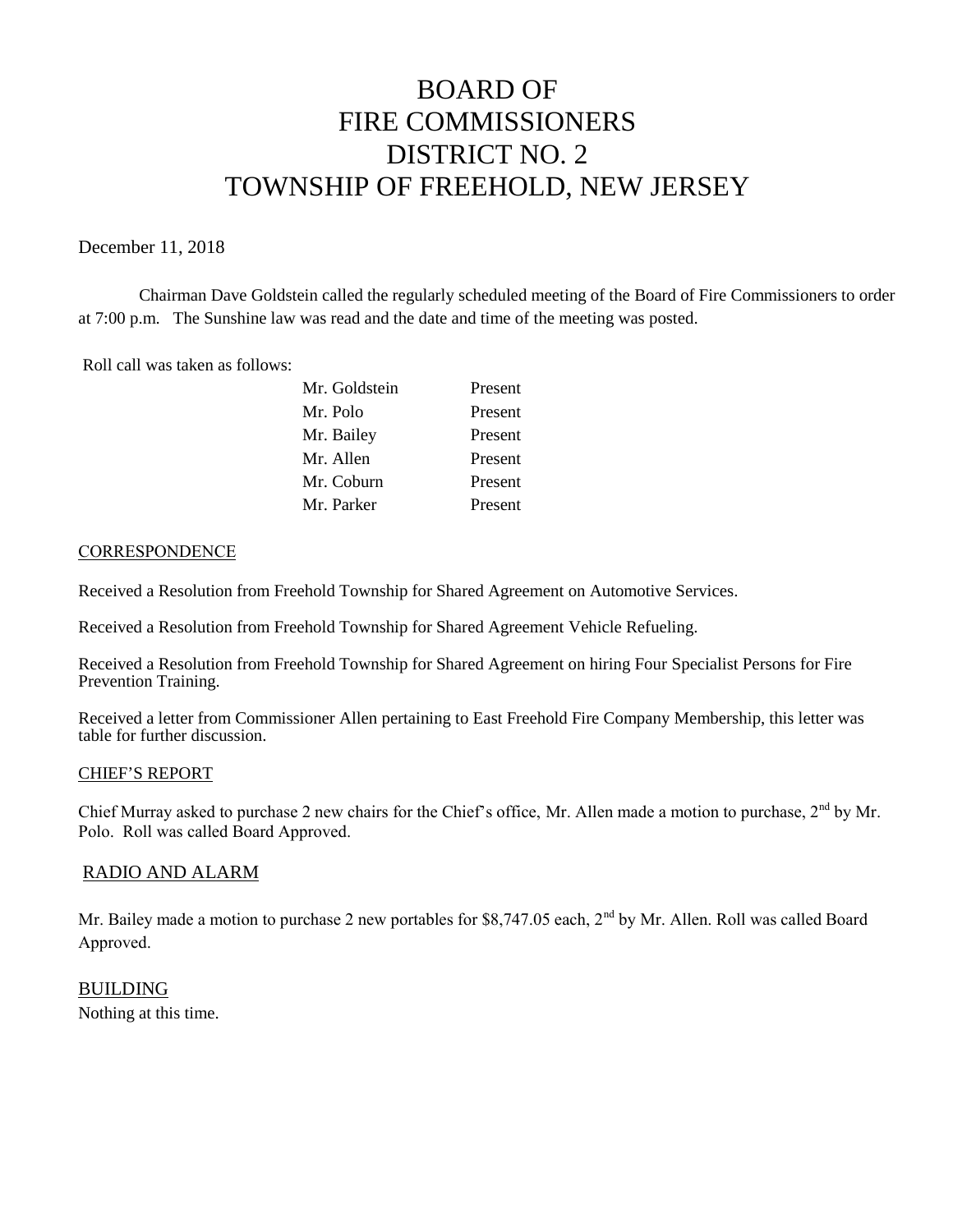# BOARD OF FIRE COMMISSIONERS DISTRICT NO. 2 TOWNSHIP OF FREEHOLD, NEW JERSEY

December 11, 2018

Chairman Dave Goldstein called the regularly scheduled meeting of the Board of Fire Commissioners to order at 7:00 p.m. The Sunshine law was read and the date and time of the meeting was posted.

Roll call was taken as follows:

| | |
|---|---|
| Mr. Goldstein | Present |
| Mr. Polo | Present |
| Mr. Bailey | Present |
| Mr. Allen | Present |
| Mr. Coburn | Present |
| Mr. Parker | Present |

## CORRESPONDENCE

Received a Resolution from Freehold Township for Shared Agreement on Automotive Services.

Received a Resolution from Freehold Township for Shared Agreement Vehicle Refueling.

Received a Resolution from Freehold Township for Shared Agreement on hiring Four Specialist Persons for Fire Prevention Training.

Received a letter from Commissioner Allen pertaining to East Freehold Fire Company Membership, this letter was table for further discussion.

## CHIEF'S REPORT

Chief Murray asked to purchase 2 new chairs for the Chief's office, Mr. Allen made a motion to purchase, 2nd by Mr. Polo. Roll was called Board Approved.

## RADIO AND ALARM

Mr. Bailey made a motion to purchase 2 new portables for $8,747.05 each, 2nd by Mr. Allen. Roll was called Board Approved.

## BUILDING

Nothing at this time.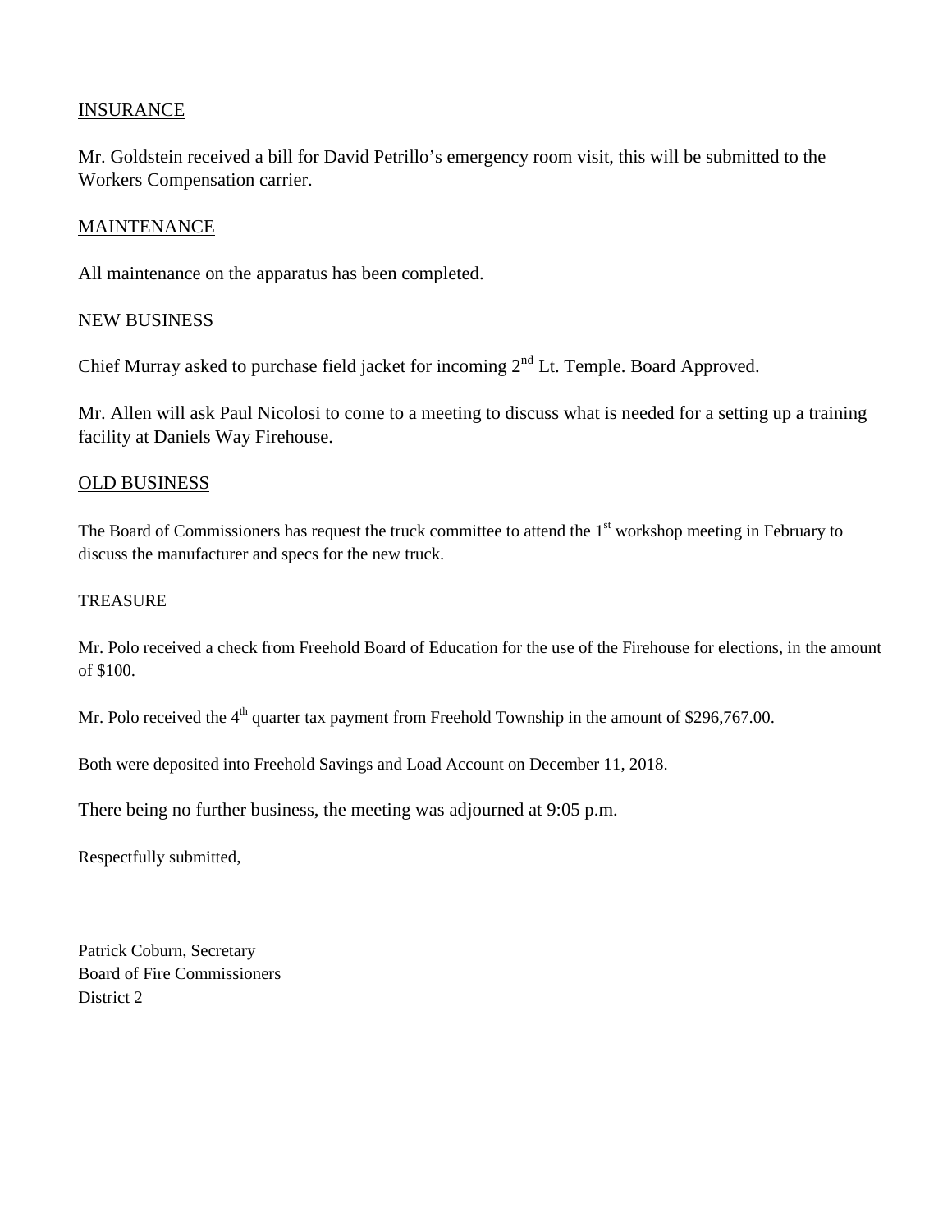INSURANCE

Mr. Goldstein received a bill for David Petrillo's emergency room visit, this will be submitted to the Workers Compensation carrier.

MAINTENANCE

All maintenance on the apparatus has been completed.

NEW BUSINESS

Chief Murray asked to purchase field jacket for incoming 2nd Lt. Temple. Board Approved.

Mr. Allen will ask Paul Nicolosi to come to a meeting to discuss what is needed for a setting up a training facility at Daniels Way Firehouse.

OLD BUSINESS

The Board of Commissioners has request the truck committee to attend the 1st workshop meeting in February to discuss the manufacturer and specs for the new truck.

TREASURE

Mr. Polo received a check from Freehold Board of Education for the use of the Firehouse for elections, in the amount of $100.

Mr. Polo received the 4th quarter tax payment from Freehold Township in the amount of $296,767.00.

Both were deposited into Freehold Savings and Load Account on December 11, 2018.

There being no further business, the meeting was adjourned at 9:05 p.m.

Respectfully submitted,

Patrick Coburn, Secretary
Board of Fire Commissioners
District 2